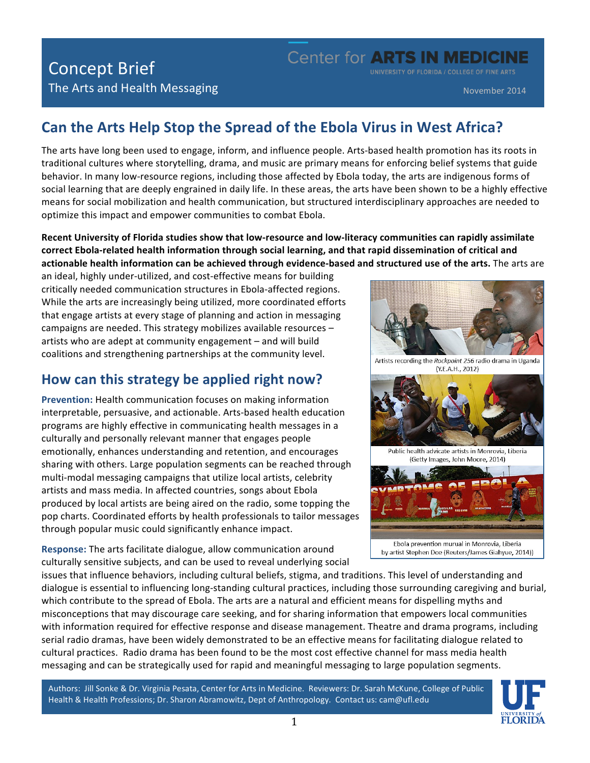# Concept Brief

The Arts and Health Messaging

Center for **ARTS IN MEDICINE**

UNIVERSITY OF FLORIDA / COLLEGE OF FINE ARTS

November 2014

## Can the Arts Help Stop the Spread of the Ebola Virus in West Africa?

The arts have long been used to engage, inform, and influence people. Arts-based health promotion has its roots in traditional cultures where storytelling, drama, and music are primary means for enforcing belief systems that guide behavior. In many low-resource regions, including those affected by Ebola today, the arts are indigenous forms of social learning that are deeply engrained in daily life. In these areas, the arts have been shown to be a highly effective means for social mobilization and health communication, but structured interdisciplinary approaches are needed to optimize this impact and empower communities to combat Ebola.

**Recent University of Florida studies show that low-resource and low-literacy communities can rapidly assimilate correct Ebola-related health information through social learning, and that rapid dissemination of critical and actionable health information can be achieved through evidence-based and structured use of the arts.** The arts are an ideal, highly under-utilized, and cost-effective means for building critically needed communication structures in Ebola-affected regions. While the arts are increasingly being utilized, more coordinated efforts that engage artists at every stage of planning and action in messaging campaigns are needed. This strategy mobilizes available resources – artists who are adept at community engagement – and will build coalitions and strengthening partnerships at the community level.

Artists recording the *Rockpoint 256* radio drama in Uganda (Y.E.A.H., 2012)

Public health advicate artists in Monrovia, Liberia (Getty Images, John Moore, 2014)

Ebola prevention murual in Monrovia, Liberia by artist Stephen Doe (Reuters/James Giahyue, 2014))

## How can this strategy be applied right now?

**Prevention:** Health communication focuses on making information interpretable, persuasive, and actionable. Arts-based health education programs are highly effective in communicating health messages in a culturally and personally relevant manner that engages people emotionally, enhances understanding and retention, and encourages sharing with others. Large population segments can be reached through multi-modal messaging campaigns that utilize local artists, celebrity artists and mass media. In affected countries, songs about Ebola produced by local artists are being aired on the radio, some topping the pop charts. Coordinated efforts by health professionals to tailor messages through popular music could significantly enhance impact.

**Response:** The arts facilitate dialogue, allow communication around culturally sensitive subjects, and can be used to reveal underlying social issues that influence behaviors, including cultural beliefs, stigma, and traditions. This level of understanding and dialogue is essential to influencing long-standing cultural practices, including those surrounding caregiving and burial, which contribute to the spread of Ebola. The arts are a natural and efficient means for dispelling myths and misconceptions that may discourage care seeking, and for sharing information that empowers local communities with information required for effective response and disease management. Theatre and drama programs, including serial radio dramas, have been widely demonstrated to be an effective means for facilitating dialogue related to cultural practices. Radio drama has been found to be the most cost effective channel for mass media health messaging and can be strategically used for rapid and meaningful messaging to large population segments.

Authors: Jill Sonke & Dr. Virginia Pesata, Center for Arts in Medicine. Reviewers: Dr. Sarah McKune, College of Public Health & Health Professions; Dr. Sharon Abramowitz, Dept of Anthropology. Contact us: cam@ufl.edu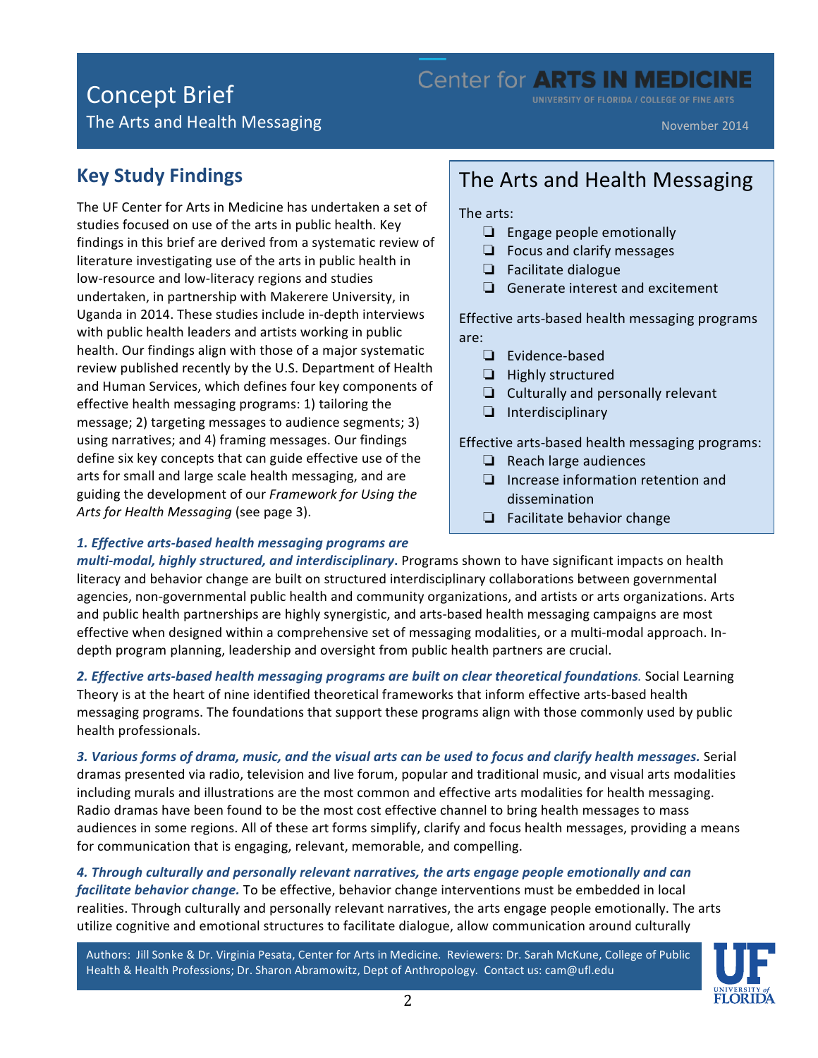# Concept Brief

The Arts and Health Messaging

Center for **ARTS IN MEDICINE**

UNIVERSITY OF FLORIDA / COLLEGE OF FINE ARTS

November 2014

## Key Study Findings

The UF Center for Arts in Medicine has undertaken a set of studies focused on use of the arts in public health. Key findings in this brief are derived from a systematic review of literature investigating use of the arts in public health in low-resource and low-literacy regions and studies undertaken, in partnership with Makerere University, in Uganda in 2014. These studies include in-depth interviews with public health leaders and artists working in public health. Our findings align with those of a major systematic review published recently by the U.S. Department of Health and Human Services, which defines four key components of effective health messaging programs: 1) tailoring the message; 2) targeting messages to audience segments; 3) using narratives; and 4) framing messages. Our findings define six key concepts that can guide effective use of the arts for small and large scale health messaging, and are guiding the development of our *Framework for Using the Arts for Health Messaging* (see page 3).

## The Arts and Health Messaging

The arts:

- ❑ Engage people emotionally
- ❑ Focus and clarify messages
- ❑ Facilitate dialogue
- ❑ Generate interest and excitement

Effective arts-based health messaging programs are:

- ❑ Evidence-based
- ❑ Highly structured
- ❑ Culturally and personally relevant
- ❑ Interdisciplinary

Effective arts-based health messaging programs:

- ❑ Reach large audiences
- ❑ Increase information retention and dissemination
- ❑ Facilitate behavior change

***1. Effective arts-based health messaging programs are multi-modal, highly structured, and interdisciplinary.*** Programs shown to have significant impacts on health literacy and behavior change are built on structured interdisciplinary collaborations between governmental agencies, non-governmental public health and community organizations, and artists or arts organizations. Arts and public health partnerships are highly synergistic, and arts-based health messaging campaigns are most effective when designed within a comprehensive set of messaging modalities, or a multi-modal approach. In-depth program planning, leadership and oversight from public health partners are crucial.

***2. Effective arts-based health messaging programs are built on clear theoretical foundations.*** Social Learning Theory is at the heart of nine identified theoretical frameworks that inform effective arts-based health messaging programs. The foundations that support these programs align with those commonly used by public health professionals.

***3. Various forms of drama, music, and the visual arts can be used to focus and clarify health messages.*** Serial dramas presented via radio, television and live forum, popular and traditional music, and visual arts modalities including murals and illustrations are the most common and effective arts modalities for health messaging. Radio dramas have been found to be the most cost effective channel to bring health messages to mass audiences in some regions. All of these art forms simplify, clarify and focus health messages, providing a means for communication that is engaging, relevant, memorable, and compelling.

***4. Through culturally and personally relevant narratives, the arts engage people emotionally and can facilitate behavior change.*** To be effective, behavior change interventions must be embedded in local realities. Through culturally and personally relevant narratives, the arts engage people emotionally. The arts utilize cognitive and emotional structures to facilitate dialogue, allow communication around culturally

Authors: Jill Sonke & Dr. Virginia Pesata, Center for Arts in Medicine. Reviewers: Dr. Sarah McKune, College of Public Health & Health Professions; Dr. Sharon Abramowitz, Dept of Anthropology. Contact us: cam@ufl.edu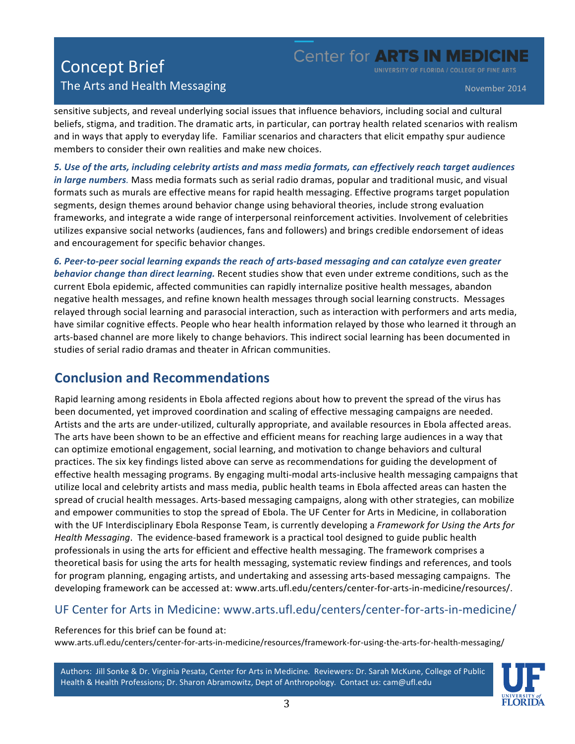sensitive subjects, and reveal underlying social issues that influence behaviors, including social and cultural beliefs, stigma, and tradition. The dramatic arts, in particular, can portray health related scenarios with realism and in ways that apply to everyday life. Familiar scenarios and characters that elicit empathy spur audience members to consider their own realities and make new choices.

***5. Use of the arts, including celebrity artists and mass media formats, can effectively reach target audiences in large numbers.*** Mass media formats such as serial radio dramas, popular and traditional music, and visual formats such as murals are effective means for rapid health messaging. Effective programs target population segments, design themes around behavior change using behavioral theories, include strong evaluation frameworks, and integrate a wide range of interpersonal reinforcement activities. Involvement of celebrities utilizes expansive social networks (audiences, fans and followers) and brings credible endorsement of ideas and encouragement for specific behavior changes.

***6. Peer-to-peer social learning expands the reach of arts-based messaging and can catalyze even greater behavior change than direct learning.*** Recent studies show that even under extreme conditions, such as the current Ebola epidemic, affected communities can rapidly internalize positive health messages, abandon negative health messages, and refine known health messages through social learning constructs. Messages relayed through social learning and parasocial interaction, such as interaction with performers and arts media, have similar cognitive effects. People who hear health information relayed by those who learned it through an arts-based channel are more likely to change behaviors. This indirect social learning has been documented in studies of serial radio dramas and theater in African communities.

## Conclusion and Recommendations

Rapid learning among residents in Ebola affected regions about how to prevent the spread of the virus has been documented, yet improved coordination and scaling of effective messaging campaigns are needed. Artists and the arts are under-utilized, culturally appropriate, and available resources in Ebola affected areas. The arts have been shown to be an effective and efficient means for reaching large audiences in a way that can optimize emotional engagement, social learning, and motivation to change behaviors and cultural practices. The six key findings listed above can serve as recommendations for guiding the development of effective health messaging programs. By engaging multi-modal arts-inclusive health messaging campaigns that utilize local and celebrity artists and mass media, public health teams in Ebola affected areas can hasten the spread of crucial health messages. Arts-based messaging campaigns, along with other strategies, can mobilize and empower communities to stop the spread of Ebola. The UF Center for Arts in Medicine, in collaboration with the UF Interdisciplinary Ebola Response Team, is currently developing a *Framework for Using the Arts for Health Messaging*. The evidence-based framework is a practical tool designed to guide public health professionals in using the arts for efficient and effective health messaging. The framework comprises a theoretical basis for using the arts for health messaging, systematic review findings and references, and tools for program planning, engaging artists, and undertaking and assessing arts-based messaging campaigns. The developing framework can be accessed at: www.arts.ufl.edu/centers/center-for-arts-in-medicine/resources/.

### UF Center for Arts in Medicine: www.arts.ufl.edu/centers/center-for-arts-in-medicine/

References for this brief can be found at:
www.arts.ufl.edu/centers/center-for-arts-in-medicine/resources/framework-for-using-the-arts-for-health-messaging/

Authors: Jill Sonke & Dr. Virginia Pesata, Center for Arts in Medicine. Reviewers: Dr. Sarah McKune, College of Public Health & Health Professions; Dr. Sharon Abramowitz, Dept of Anthropology. Contact us: cam@ufl.edu